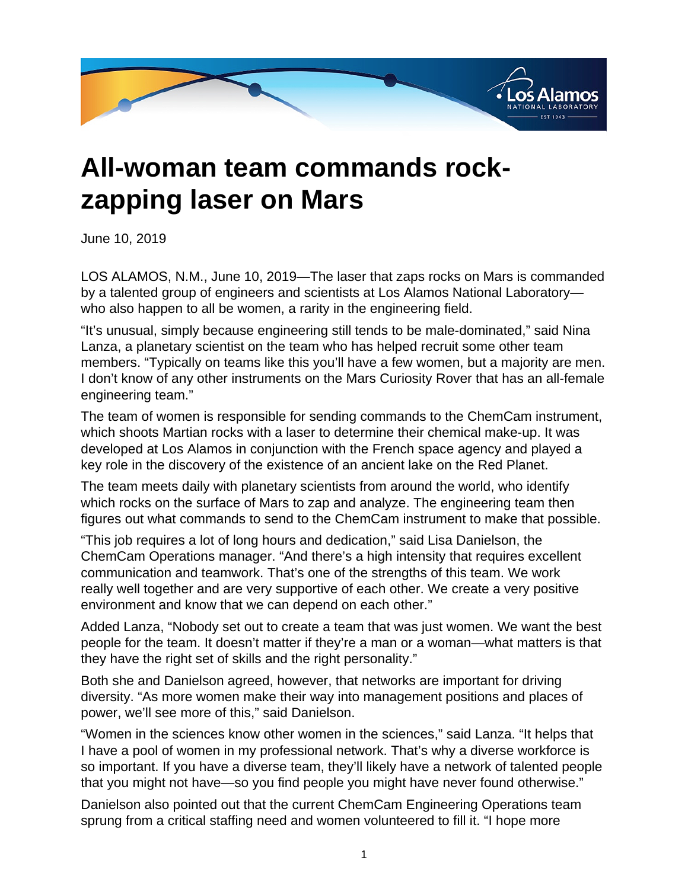# All-woman team commands rock-zapping laser on Mars

June 10, 2019

LOS ALAMOS, N.M., June 10, 2019—The laser that zaps rocks on Mars is commanded by a talented group of engineers and scientists at Los Alamos National Laboratory—who also happen to all be women, a rarity in the engineering field.

"It's unusual, simply because engineering still tends to be male-dominated," said Nina Lanza, a planetary scientist on the team who has helped recruit some other team members. "Typically on teams like this you'll have a few women, but a majority are men. I don't know of any other instruments on the Mars Curiosity Rover that has an all-female engineering team."

The team of women is responsible for sending commands to the ChemCam instrument, which shoots Martian rocks with a laser to determine their chemical make-up. It was developed at Los Alamos in conjunction with the French space agency and played a key role in the discovery of the existence of an ancient lake on the Red Planet.

The team meets daily with planetary scientists from around the world, who identify which rocks on the surface of Mars to zap and analyze. The engineering team then figures out what commands to send to the ChemCam instrument to make that possible.

"This job requires a lot of long hours and dedication," said Lisa Danielson, the ChemCam Operations manager. "And there's a high intensity that requires excellent communication and teamwork. That's one of the strengths of this team. We work really well together and are very supportive of each other. We create a very positive environment and know that we can depend on each other."

Added Lanza, "Nobody set out to create a team that was just women. We want the best people for the team. It doesn't matter if they're a man or a woman—what matters is that they have the right set of skills and the right personality."

Both she and Danielson agreed, however, that networks are important for driving diversity. "As more women make their way into management positions and places of power, we'll see more of this," said Danielson.

"Women in the sciences know other women in the sciences," said Lanza. "It helps that I have a pool of women in my professional network. That's why a diverse workforce is so important. If you have a diverse team, they'll likely have a network of talented people that you might not have—so you find people you might have never found otherwise."

Danielson also pointed out that the current ChemCam Engineering Operations team sprung from a critical staffing need and women volunteered to fill it. "I hope more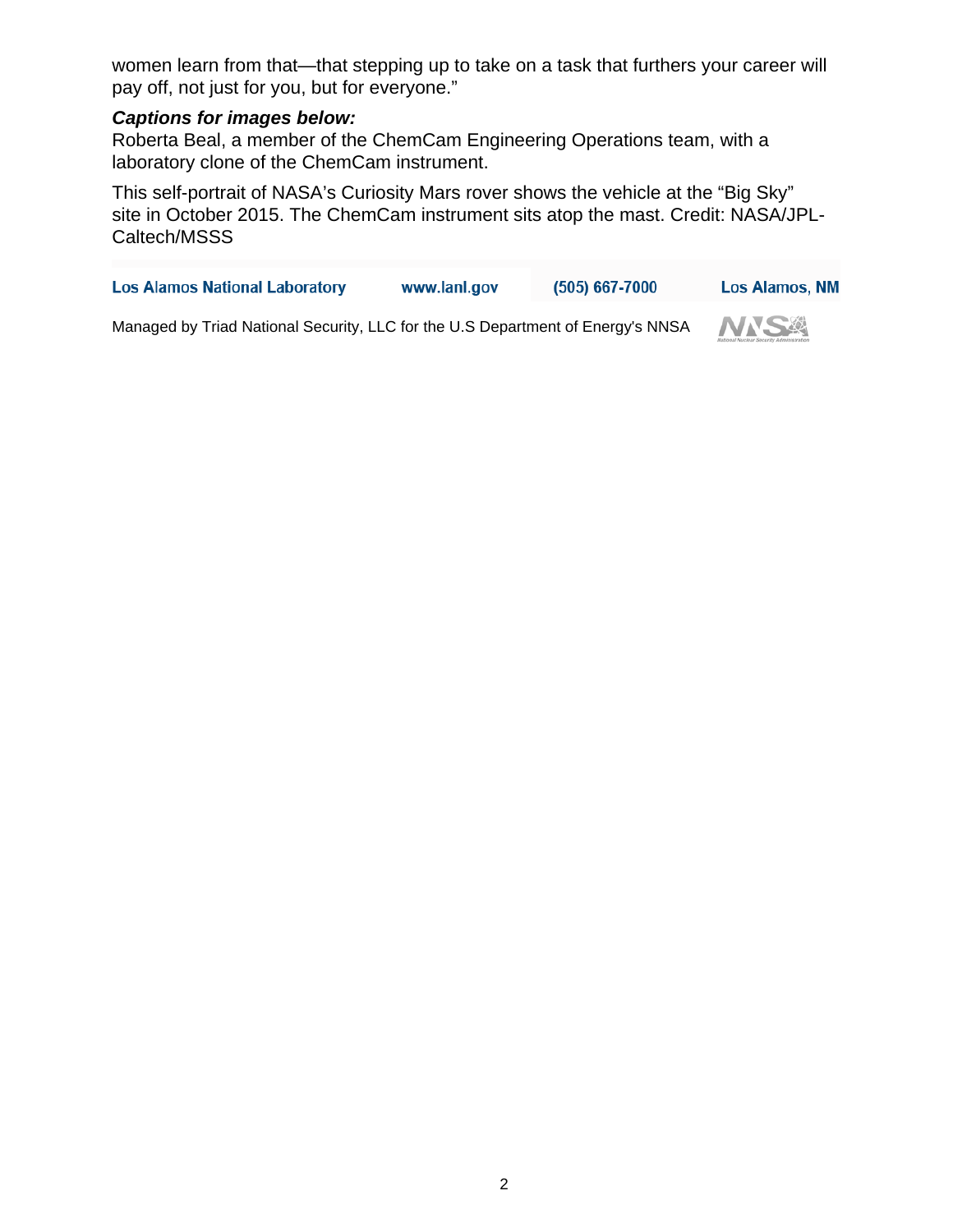women learn from that—that stepping up to take on a task that furthers your career will pay off, not just for you, but for everyone."

***Captions for images below:***

Roberta Beal, a member of the ChemCam Engineering Operations team, with a laboratory clone of the ChemCam instrument.

This self-portrait of NASA's Curiosity Mars rover shows the vehicle at the "Big Sky" site in October 2015. The ChemCam instrument sits atop the mast. Credit: NASA/JPL-Caltech/MSSS

**Los Alamos National Laboratory** **www.lanl.gov** **(505) 667-7000** **Los Alamos, NM**

Managed by Triad National Security, LLC for the U.S Department of Energy's NNSA